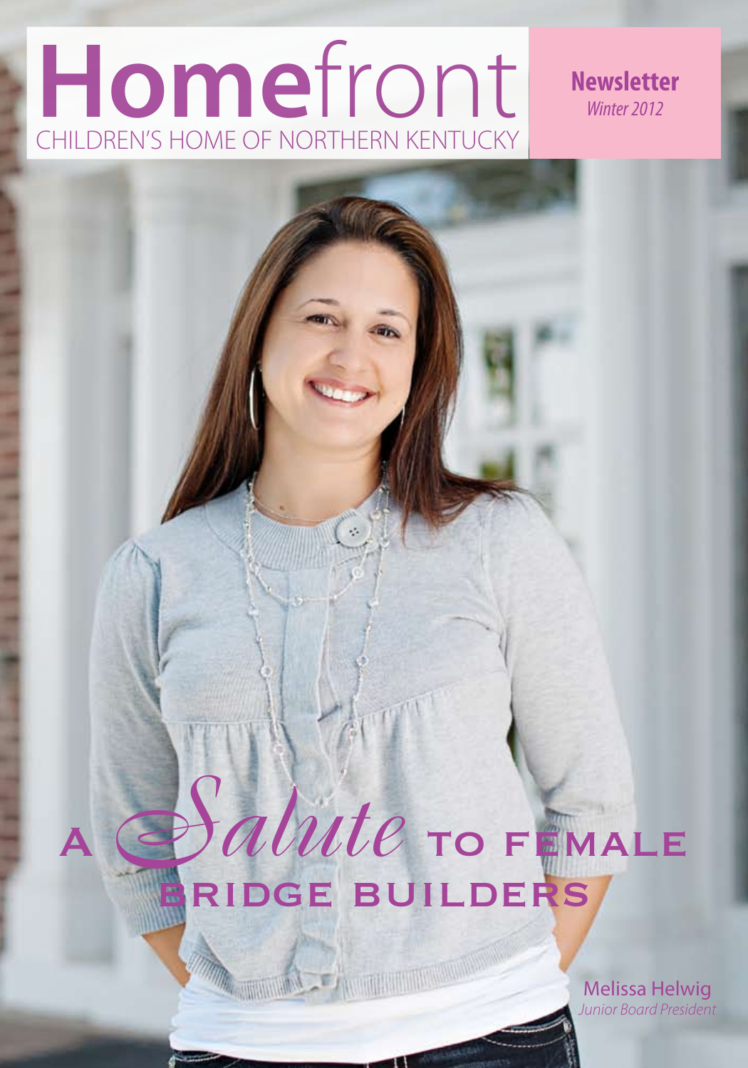# **Home**front

CHILDREN'S HOME OF NORTHERN KENTUCKY

**Newsletter**
*Winter 2012*

## A *Salute* to Female Bridge Builders

Melissa Helwig
*Junior Board President*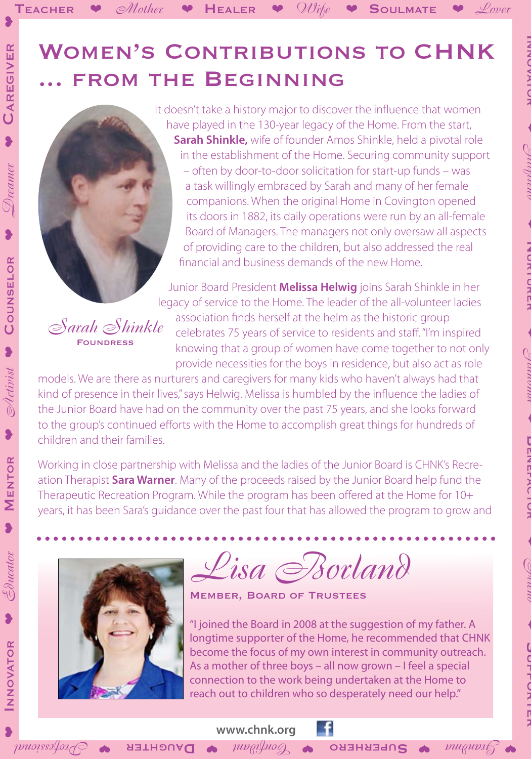# Women's Contributions to CHNK ... from the Beginning

*Sarah Shinkle*
Foundress

It doesn't take a history major to discover the influence that women have played in the 130-year legacy of the Home. From the start, **Sarah Shinkle,** wife of founder Amos Shinkle, held a pivotal role in the establishment of the Home. Securing community support – often by door-to-door solicitation for start-up funds – was a task willingly embraced by Sarah and many of her female companions. When the original Home in Covington opened its doors in 1882, its daily operations were run by an all-female Board of Managers. The managers not only oversaw all aspects of providing care to the children, but also addressed the real financial and business demands of the new Home.

Junior Board President **Melissa Helwig** joins Sarah Shinkle in her legacy of service to the Home. The leader of the all-volunteer ladies association finds herself at the helm as the historic group celebrates 75 years of service to residents and staff. "I'm inspired knowing that a group of women have come together to not only provide necessities for the boys in residence, but also act as role models. We are there as nurturers and caregivers for many kids who haven't always had that kind of presence in their lives," says Helwig. Melissa is humbled by the influence the ladies of the Junior Board have had on the community over the past 75 years, and she looks forward to the group's continued efforts with the Home to accomplish great things for hundreds of children and their families.

Working in close partnership with Melissa and the ladies of the Junior Board is CHNK's Recreation Therapist **Sara Warner**. Many of the proceeds raised by the Junior Board help fund the Therapeutic Recreation Program. While the program has been offered at the Home for 10+ years, it has been Sara's guidance over the past four that has allowed the program to grow and

## *Lisa Borland*

Member, Board of Trustees

"I joined the Board in 2008 at the suggestion of my father. A longtime supporter of the Home, he recommended that CHNK become the focus of my own interest in community outreach. As a mother of three boys – all now grown – I feel a special connection to the work being undertaken at the Home to reach out to children who so desperately need our help."

www.chnk.org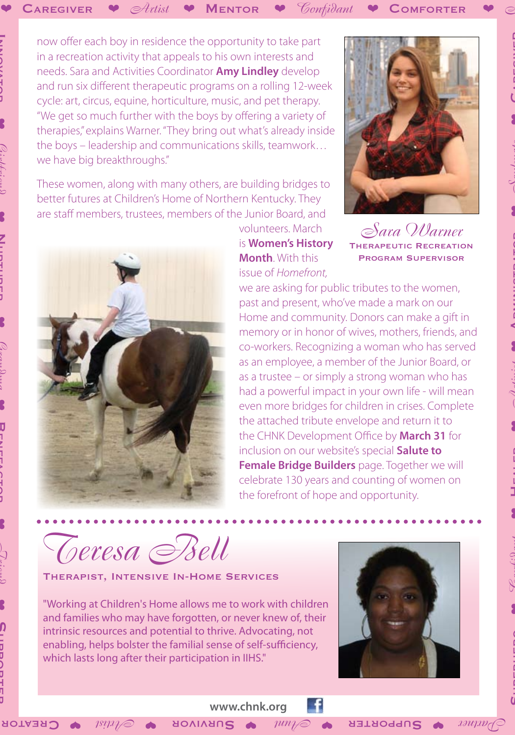now offer each boy in residence the opportunity to take part in a recreation activity that appeals to his own interests and needs. Sara and Activities Coordinator **Amy Lindley** develop and run six different therapeutic programs on a rolling 12-week cycle: art, circus, equine, horticulture, music, and pet therapy. "We get so much further with the boys by offering a variety of therapies," explains Warner. "They bring out what's already inside the boys – leadership and communications skills, teamwork… we have big breakthroughs."

*Sara Warner*
THERAPEUTIC RECREATION PROGRAM SUPERVISOR

These women, along with many others, are building bridges to better futures at Children's Home of Northern Kentucky. They are staff members, trustees, members of the Junior Board, and volunteers. March is **Women's History Month**. With this issue of *Homefront*, we are asking for public tributes to the women, past and present, who've made a mark on our Home and community. Donors can make a gift in memory or in honor of wives, mothers, friends, and co-workers. Recognizing a woman who has served as an employee, a member of the Junior Board, or as a trustee – or simply a strong woman who has had a powerful impact in your own life - will mean even more bridges for children in crises. Complete the attached tribute envelope and return it to the CHNK Development Office by **March 31** for inclusion on our website's special **Salute to Female Bridge Builders** page. Together we will celebrate 130 years and counting of women on the forefront of hope and opportunity.

## *Teresa Bell*

THERAPIST, INTENSIVE IN-HOME SERVICES

"Working at Children's Home allows me to work with children and families who may have forgotten, or never knew of, their intrinsic resources and potential to thrive. Advocating, not enabling, helps bolster the familial sense of self-sufficiency, which lasts long after their participation in IIHS."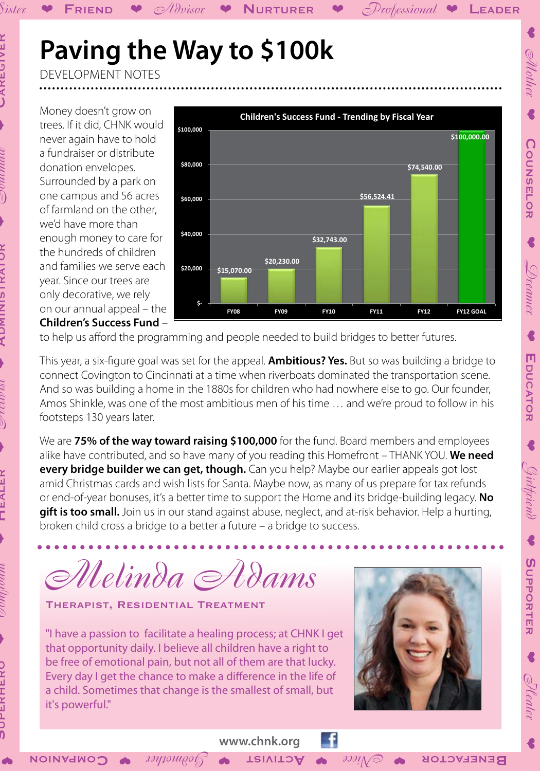# Paving the Way to $100k

DEVELOPMENT NOTES

Money doesn't grow on trees. If it did, CHNK would never again have to hold a fundraiser or distribute donation envelopes. Surrounded by a park on one campus and 56 acres of farmland on the other, we'd have more than enough money to care for the hundreds of children and families we serve each year. Since our trees are only decorative, we rely on our annual appeal – the **Children's Success Fund** – to help us afford the programming and people needed to build bridges to better futures.

**Children's Success Fund - Trending by Fiscal Year**

| Fiscal Year | Amount |
|---|---|
| FY08 | $15,070.00 |
| FY09 | $20,230.00 |
| FY10 | $32,743.00 |
| FY11 | $56,524.41 |
| FY12 | $74,540.00 |
| FY12 GOAL | $100,000.00 |

This year, a six-figure goal was set for the appeal. **Ambitious? Yes.** But so was building a bridge to connect Covington to Cincinnati at a time when riverboats dominated the transportation scene. And so was building a home in the 1880s for children who had nowhere else to go. Our founder, Amos Shinkle, was one of the most ambitious men of his time … and we're proud to follow in his footsteps 130 years later.

We are **75% of the way toward raising $100,000** for the fund. Board members and employees alike have contributed, and so have many of you reading this Homefront – THANK YOU. **We need every bridge builder we can get, though.** Can you help? Maybe our earlier appeals got lost amid Christmas cards and wish lists for Santa. Maybe now, as many of us prepare for tax refunds or end-of-year bonuses, it's a better time to support the Home and its bridge-building legacy. **No gift is too small.** Join us in our stand against abuse, neglect, and at-risk behavior. Help a hurting, broken child cross a bridge to a better a future – a bridge to success.

## *Melinda Adams*

THERAPIST, RESIDENTIAL TREATMENT

"I have a passion to facilitate a healing process; at CHNK I get that opportunity daily. I believe all children have a right to be free of emotional pain, but not all of them are that lucky. Every day I get the chance to make a difference in the life of a child. Sometimes that change is the smallest of small, but it's powerful."

www.chnk.org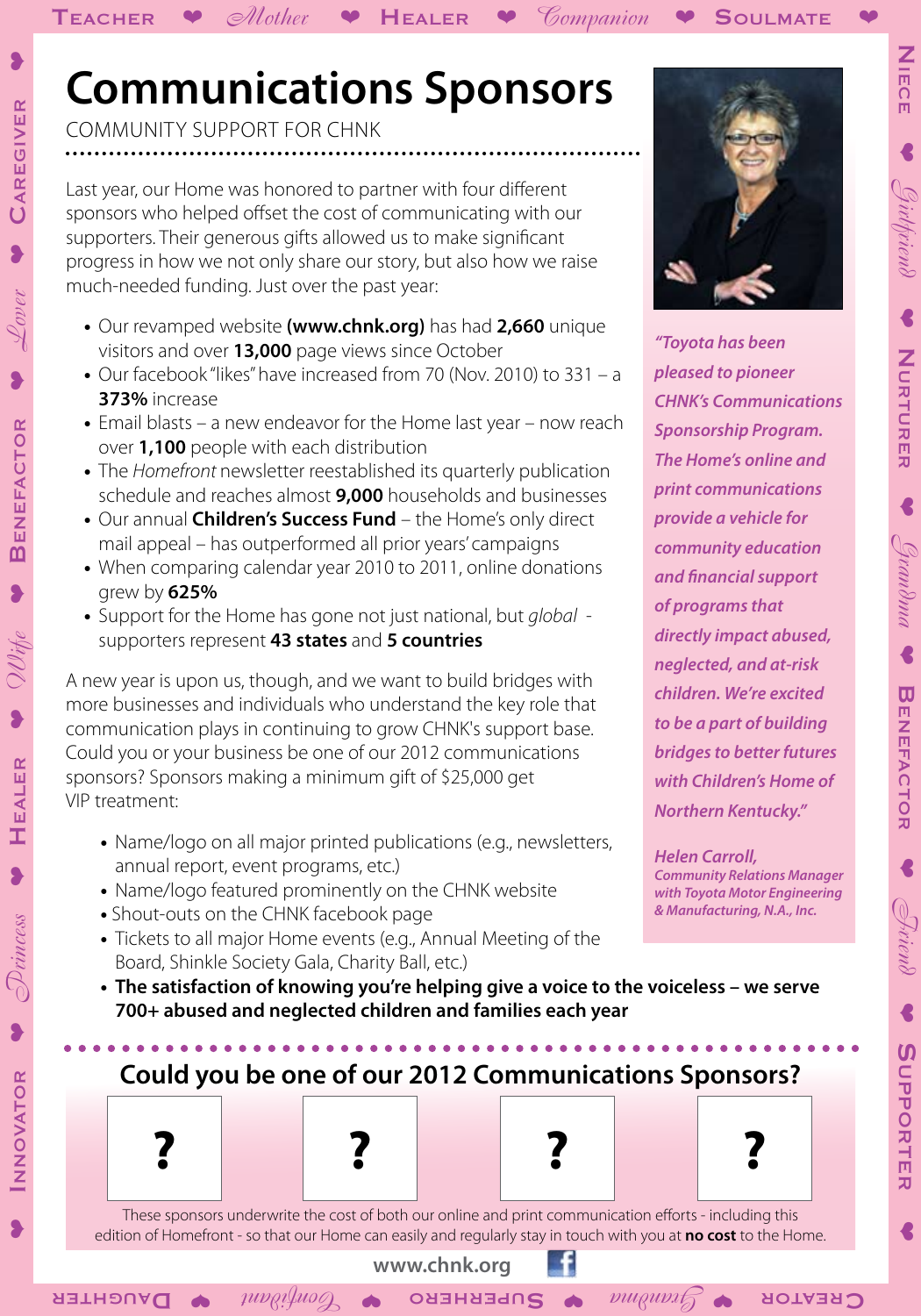# Communications Sponsors

COMMUNITY SUPPORT FOR CHNK

Last year, our Home was honored to partner with four different sponsors who helped offset the cost of communicating with our supporters. Their generous gifts allowed us to make significant progress in how we not only share our story, but also how we raise much-needed funding. Just over the past year:

- Our revamped website **(www.chnk.org)** has had **2,660** unique visitors and over **13,000** page views since October
- Our facebook "likes" have increased from 70 (Nov. 2010) to 331 – a **373%** increase
- Email blasts – a new endeavor for the Home last year – now reach over **1,100** people with each distribution
- The *Homefront* newsletter reestablished its quarterly publication schedule and reaches almost **9,000** households and businesses
- Our annual **Children's Success Fund** – the Home's only direct mail appeal – has outperformed all prior years' campaigns
- When comparing calendar year 2010 to 2011, online donations grew by **625%**
- Support for the Home has gone not just national, but *global* - supporters represent **43 states** and **5 countries**

A new year is upon us, though, and we want to build bridges with more businesses and individuals who understand the key role that communication plays in continuing to grow CHNK's support base. Could you or your business be one of our 2012 communications sponsors? Sponsors making a minimum gift of $25,000 get VIP treatment:

- Name/logo on all major printed publications (e.g., newsletters, annual report, event programs, etc.)
- Name/logo featured prominently on the CHNK website
- Shout-outs on the CHNK facebook page
- Tickets to all major Home events (e.g., Annual Meeting of the Board, Shinkle Society Gala, Charity Ball, etc.)
- **The satisfaction of knowing you're helping give a voice to the voiceless – we serve 700+ abused and neglected children and families each year**

*"Toyota has been pleased to pioneer CHNK's Communications Sponsorship Program. The Home's online and print communications provide a vehicle for community education and financial support of programs that directly impact abused, neglected, and at-risk children. We're excited to be a part of building bridges to better futures with Children's Home of Northern Kentucky."*

*Helen Carroll,*
*Community Relations Manager with Toyota Motor Engineering & Manufacturing, N.A., Inc.*

## Could you be one of our 2012 Communications Sponsors?

? ? ? ?

These sponsors underwrite the cost of both our online and print communication efforts - including this edition of Homefront - so that our Home can easily and regularly stay in touch with you at **no cost** to the Home.

www.chnk.org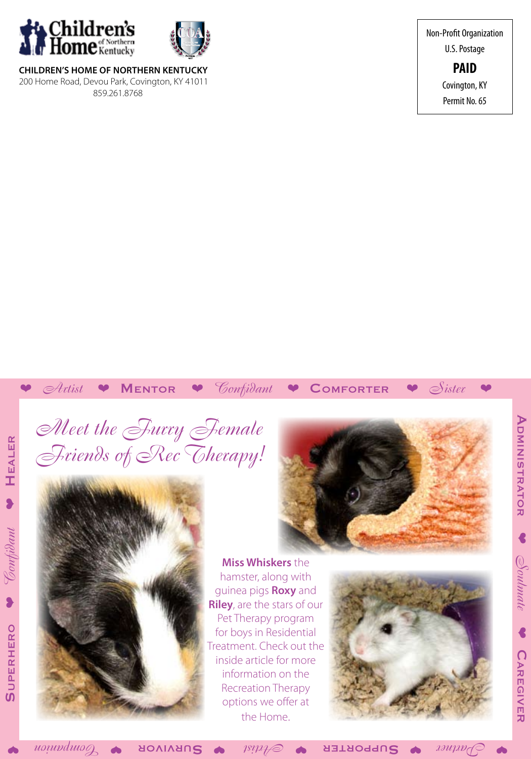**CHILDREN'S HOME OF NORTHERN KENTUCKY**
200 Home Road, Devou Park, Covington, KY 41011
859.261.8768

Non-Profit Organization
U.S. Postage
**PAID**
Covington, KY
Permit No. 65

❤ *Artist* ❤ MENTOR ❤ *Confidant* ❤ COMFORTER ❤ *Sister* ❤

# *Meet the Furry Female Friends of Rec Therapy!*

**Miss Whiskers** the hamster, along with guinea pigs **Roxy** and **Riley**, are the stars of our Pet Therapy program for boys in Residential Treatment. Check out the inside article for more information on the Recreation Therapy options we offer at the Home.

HEALER ❤ *Confidant* ❤ SUPERHERO

ADMINISTRATOR ❤ *Soulmate* ❤ CAREGIVER

*Companion* ❤ SURVIVOR ❤ *Artist* ❤ SUPPORTER ❤ *Partner* ❤